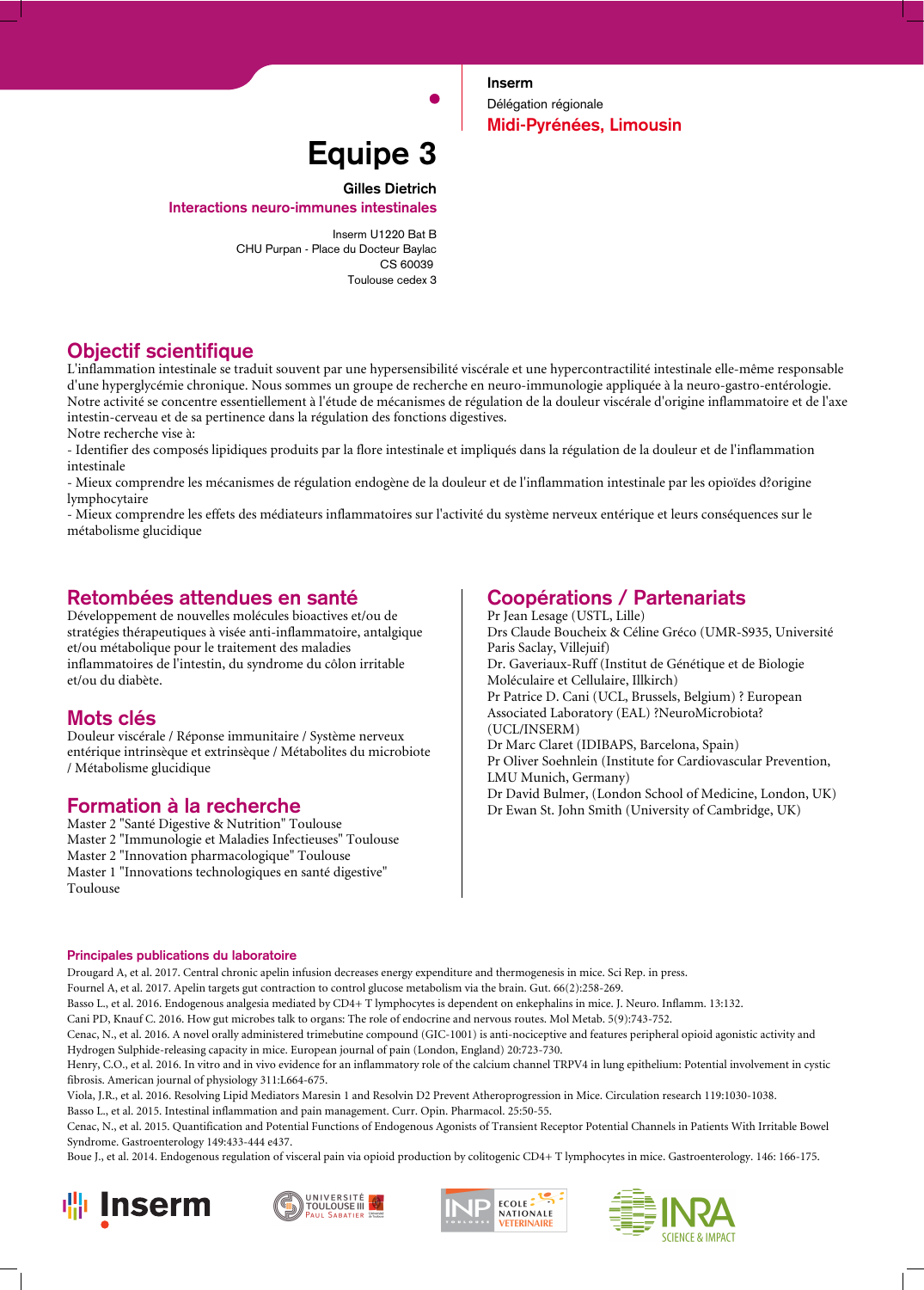**Inserm**

Délégation régionale

**Midi-Pyrénées, Limousin**

# Equipe 3

**Gilles Dietrich**

**Interactions neuro-immunes intestinales**

Inserm U1220 Bat B
CHU Purpan - Place du Docteur Baylac
CS 60039
Toulouse cedex 3

## Objectif scientifique

L'inflammation intestinale se traduit souvent par une hypersensibilité viscérale et une hypercontractilité intestinale elle-même responsable d'une hyperglycémie chronique. Nous sommes un groupe de recherche en neuro-immunologie appliquée à la neuro-gastro-entérologie. Notre activité se concentre essentiellement à l'étude de mécanismes de régulation de la douleur viscérale d'origine inflammatoire et de l'axe intestin-cerveau et de sa pertinence dans la régulation des fonctions digestives.
Notre recherche vise à:
- Identifier des composés lipidiques produits par la flore intestinale et impliqués dans la régulation de la douleur et de l'inflammation intestinale
- Mieux comprendre les mécanismes de régulation endogène de la douleur et de l'inflammation intestinale par les opioïdes d?origine lymphocytaire
- Mieux comprendre les effets des médiateurs inflammatoires sur l'activité du système nerveux entérique et leurs conséquences sur le métabolisme glucidique

## Retombées attendues en santé

Développement de nouvelles molécules bioactives et/ou de stratégies thérapeutiques à visée anti-inflammatoire, antalgique et/ou métabolique pour le traitement des maladies inflammatoires de l'intestin, du syndrome du côlon irritable et/ou du diabète.

## Mots clés

Douleur viscérale / Réponse immunitaire / Système nerveux entérique intrinsèque et extrinsèque / Métabolites du microbiote / Métabolisme glucidique

## Formation à la recherche

Master 2 "Santé Digestive & Nutrition" Toulouse
Master 2 "Immunologie et Maladies Infectieuses" Toulouse
Master 2 "Innovation pharmacologique" Toulouse
Master 1 "Innovations technologiques en santé digestive" Toulouse

## Coopérations / Partenariats

Pr Jean Lesage (USTL, Lille)
Drs Claude Boucheix & Céline Gréco (UMR-S935, Université Paris Saclay, Villejuif)
Dr. Gaveriaux-Ruff (Institut de Génétique et de Biologie Moléculaire et Cellulaire, Illkirch)
Pr Patrice D. Cani (UCL, Brussels, Belgium) ? European Associated Laboratory (EAL) ?NeuroMicrobiota? (UCL/INSERM)
Dr Marc Claret (IDIBAPS, Barcelona, Spain)
Pr Oliver Soehnlein (Institute for Cardiovascular Prevention, LMU Munich, Germany)
Dr David Bulmer, (London School of Medicine, London, UK)
Dr Ewan St. John Smith (University of Cambridge, UK)

### Principales publications du laboratoire

Drougard A, et al. 2017. Central chronic apelin infusion decreases energy expenditure and thermogenesis in mice. Sci Rep. in press.
Fournel A, et al. 2017. Apelin targets gut contraction to control glucose metabolism via the brain. Gut. 66(2):258-269.
Basso L., et al. 2016. Endogenous analgesia mediated by CD4+ T lymphocytes is dependent on enkephalins in mice. J. Neuro. Inflamm. 13:132.
Cani PD, Knauf C. 2016. How gut microbes talk to organs: The role of endocrine and nervous routes. Mol Metab. 5(9):743-752.
Cenac, N., et al. 2016. A novel orally administered trimebutine compound (GIC-1001) is anti-nociceptive and features peripheral opioid agonistic activity and Hydrogen Sulphide-releasing capacity in mice. European journal of pain (London, England) 20:723-730.
Henry, C.O., et al. 2016. In vitro and in vivo evidence for an inflammatory role of the calcium channel TRPV4 in lung epithelium: Potential involvement in cystic fibrosis. American journal of physiology 311:L664-675.
Viola, J.R., et al. 2016. Resolving Lipid Mediators Maresin 1 and Resolvin D2 Prevent Atheroprogression in Mice. Circulation research 119:1030-1038.
Basso L., et al. 2015. Intestinal inflammation and pain management. Curr. Opin. Pharmacol. 25:50-55.
Cenac, N., et al. 2015. Quantification and Potential Functions of Endogenous Agonists of Transient Receptor Potential Channels in Patients With Irritable Bowel Syndrome. Gastroenterology 149:433-444 e437.
Boue J., et al. 2014. Endogenous regulation of visceral pain via opioid production by colitogenic CD4+ T lymphocytes in mice. Gastroenterology. 146: 166-175.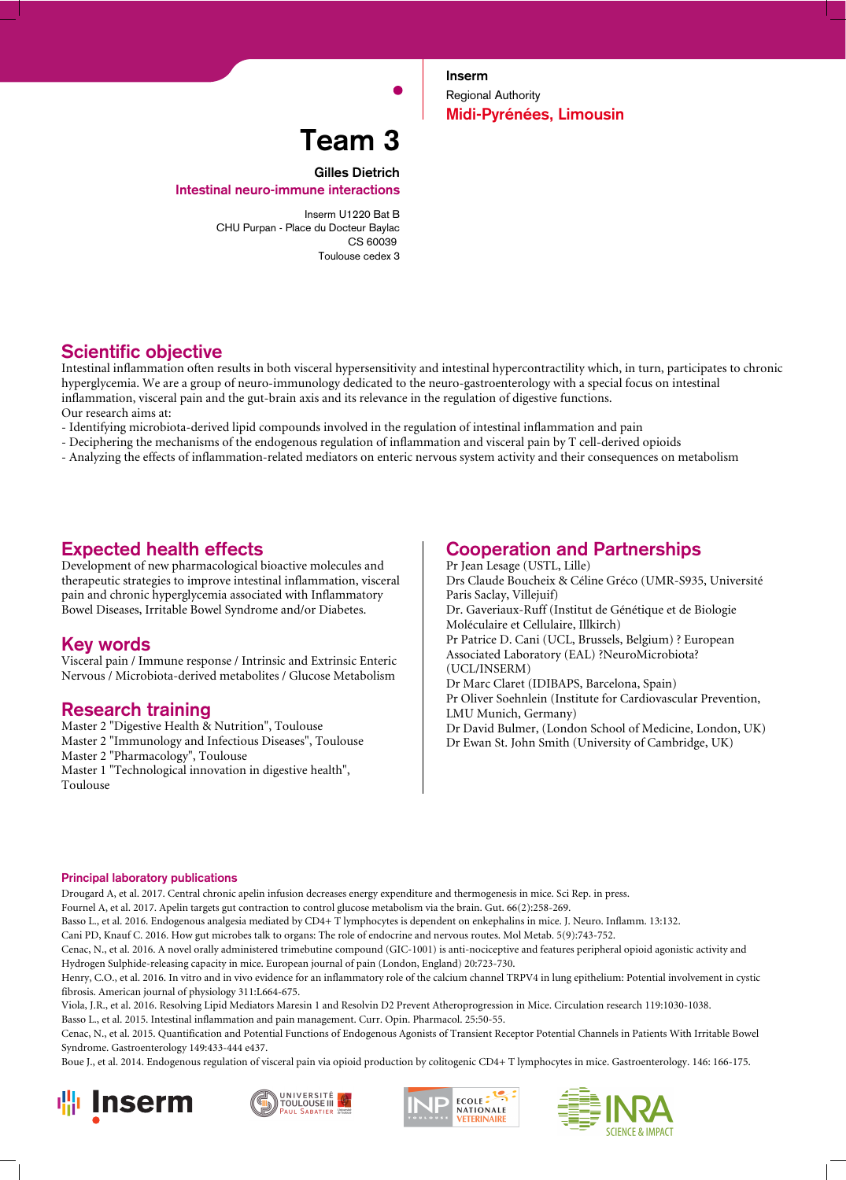Inserm

Regional Authority

**Midi-Pyrénées, Limousin**

# Team 3

**Gilles Dietrich**

**Intestinal neuro-immune interactions**

Inserm U1220 Bat B
CHU Purpan - Place du Docteur Baylac
CS 60039
Toulouse cedex 3

## Scientific objective

Intestinal inflammation often results in both visceral hypersensitivity and intestinal hypercontractility which, in turn, participates to chronic hyperglycemia. We are a group of neuro-immunology dedicated to the neuro-gastroenterology with a special focus on intestinal inflammation, visceral pain and the gut-brain axis and its relevance in the regulation of digestive functions.

Our research aims at:

- Identifying microbiota-derived lipid compounds involved in the regulation of intestinal inflammation and pain
- Deciphering the mechanisms of the endogenous regulation of inflammation and visceral pain by T cell-derived opioids
- Analyzing the effects of inflammation-related mediators on enteric nervous system activity and their consequences on metabolism

## Expected health effects

Development of new pharmacological bioactive molecules and therapeutic strategies to improve intestinal inflammation, visceral pain and chronic hyperglycemia associated with Inflammatory Bowel Diseases, Irritable Bowel Syndrome and/or Diabetes.

## Key words

Visceral pain / Immune response / Intrinsic and Extrinsic Enteric Nervous / Microbiota-derived metabolites / Glucose Metabolism

## Research training

Master 2 "Digestive Health & Nutrition", Toulouse
Master 2 "Immunology and Infectious Diseases", Toulouse
Master 2 "Pharmacology", Toulouse
Master 1 "Technological innovation in digestive health", Toulouse

## Cooperation and Partnerships

Pr Jean Lesage (USTL, Lille)
Drs Claude Boucheix & Céline Gréco (UMR-S935, Université Paris Saclay, Villejuif)
Dr. Gaveriaux-Ruff (Institut de Génétique et de Biologie Moléculaire et Cellulaire, Illkirch)
Pr Patrice D. Cani (UCL, Brussels, Belgium) ? European Associated Laboratory (EAL) ?NeuroMicrobiota? (UCL/INSERM)
Dr Marc Claret (IDIBAPS, Barcelona, Spain)
Pr Oliver Soehnlein (Institute for Cardiovascular Prevention, LMU Munich, Germany)
Dr David Bulmer, (London School of Medicine, London, UK)
Dr Ewan St. John Smith (University of Cambridge, UK)

### Principal laboratory publications

Drougard A, et al. 2017. Central chronic apelin infusion decreases energy expenditure and thermogenesis in mice. Sci Rep. in press.
Fournel A, et al. 2017. Apelin targets gut contraction to control glucose metabolism via the brain. Gut. 66(2):258-269.
Basso L., et al. 2016. Endogenous analgesia mediated by CD4+ T lymphocytes is dependent on enkephalins in mice. J. Neuro. Inflamm. 13:132.
Cani PD, Knauf C. 2016. How gut microbes talk to organs: The role of endocrine and nervous routes. Mol Metab. 5(9):743-752.
Cenac, N., et al. 2016. A novel orally administered trimebutine compound (GIC-1001) is anti-nociceptive and features peripheral opioid agonistic activity and Hydrogen Sulphide-releasing capacity in mice. European journal of pain (London, England) 20:723-730.
Henry, C.O., et al. 2016. In vitro and in vivo evidence for an inflammatory role of the calcium channel TRPV4 in lung epithelium: Potential involvement in cystic fibrosis. American journal of physiology 311:L664-675.
Viola, J.R., et al. 2016. Resolving Lipid Mediators Maresin 1 and Resolvin D2 Prevent Atheroprogression in Mice. Circulation research 119:1030-1038.
Basso L., et al. 2015. Intestinal inflammation and pain management. Curr. Opin. Pharmacol. 25:50-55.
Cenac, N., et al. 2015. Quantification and Potential Functions of Endogenous Agonists of Transient Receptor Potential Channels in Patients With Irritable Bowel Syndrome. Gastroenterology 149:433-444 e437.
Boue J., et al. 2014. Endogenous regulation of visceral pain via opioid production by colitogenic CD4+ T lymphocytes in mice. Gastroenterology. 146: 166-175.